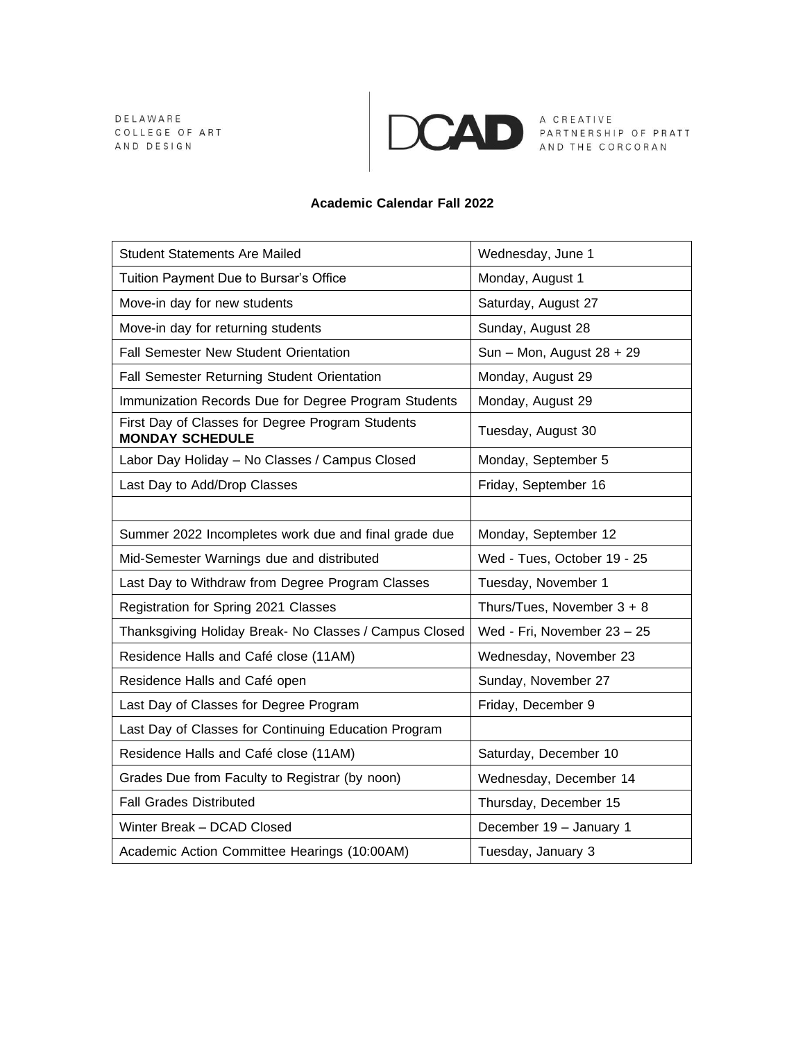DELAWARE
COLLEGE OF ART
AND DESIGN

DCAD A CREATIVE PARTNERSHIP OF PRATT AND THE CORCORAN

## Academic Calendar Fall 2022

| | |
|---|---|
| Student Statements Are Mailed | Wednesday, June 1 |
| Tuition Payment Due to Bursar's Office | Monday, August 1 |
| Move-in day for new students | Saturday, August 27 |
| Move-in day for returning students | Sunday, August 28 |
| Fall Semester New Student Orientation | Sun – Mon, August 28 + 29 |
| Fall Semester Returning Student Orientation | Monday, August 29 |
| Immunization Records Due for Degree Program Students | Monday, August 29 |
| First Day of Classes for Degree Program Students **MONDAY SCHEDULE** | Tuesday, August 30 |
| Labor Day Holiday – No Classes / Campus Closed | Monday, September 5 |
| Last Day to Add/Drop Classes | Friday, September 16 |
| | |
| Summer 2022 Incompletes work due and final grade due | Monday, September 12 |
| Mid-Semester Warnings due and distributed | Wed - Tues, October 19 - 25 |
| Last Day to Withdraw from Degree Program Classes | Tuesday, November 1 |
| Registration for Spring 2021 Classes | Thurs/Tues, November 3 + 8 |
| Thanksgiving Holiday Break- No Classes / Campus Closed | Wed - Fri, November 23 – 25 |
| Residence Halls and Café close (11AM) | Wednesday, November 23 |
| Residence Halls and Café open | Sunday, November 27 |
| Last Day of Classes for Degree Program | Friday, December 9 |
| Last Day of Classes for Continuing Education Program | |
| Residence Halls and Café close (11AM) | Saturday, December 10 |
| Grades Due from Faculty to Registrar (by noon) | Wednesday, December 14 |
| Fall Grades Distributed | Thursday, December 15 |
| Winter Break – DCAD Closed | December 19 – January 1 |
| Academic Action Committee Hearings (10:00AM) | Tuesday, January 3 |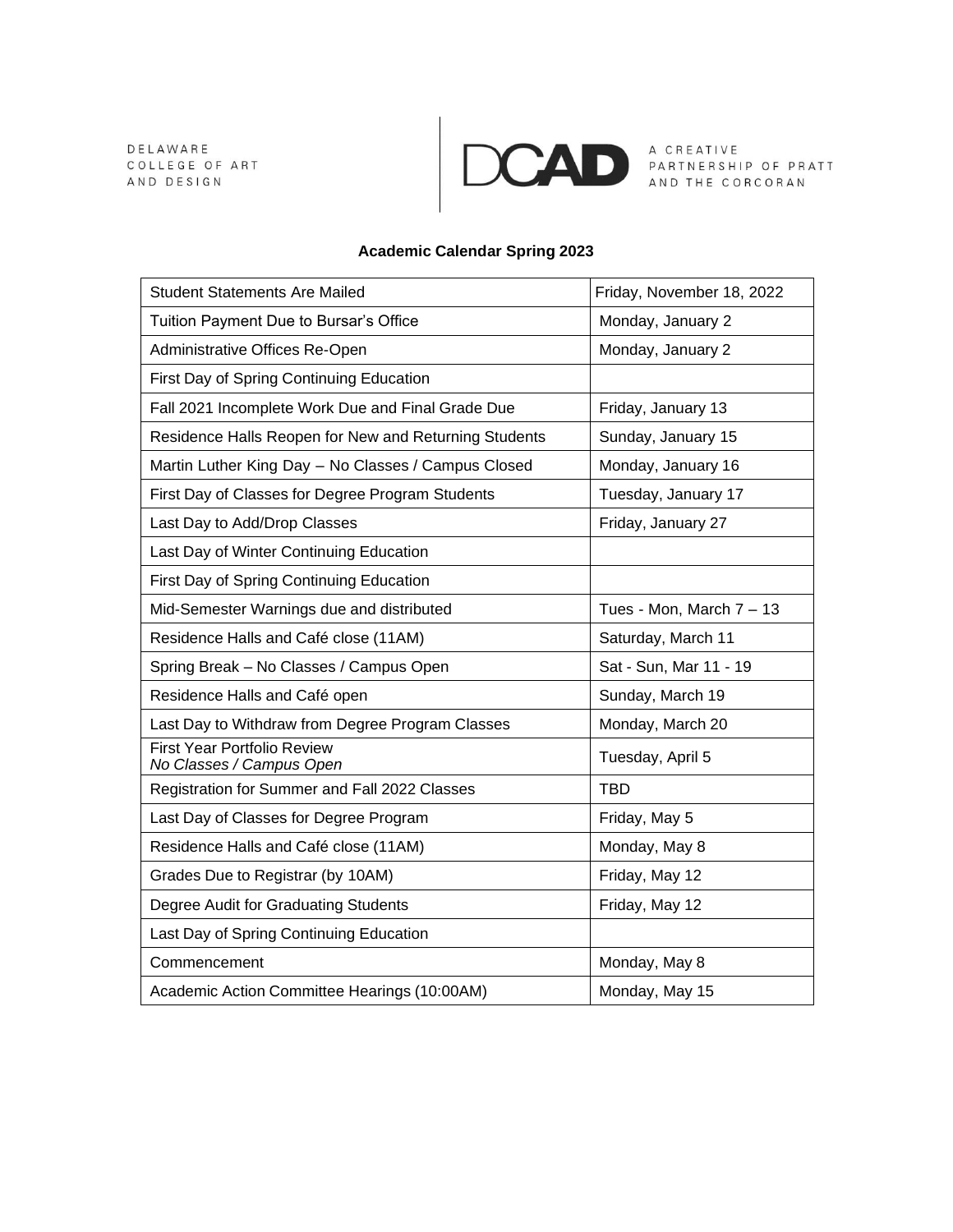DELAWARE COLLEGE OF ART AND DESIGN

DCAD A CREATIVE PARTNERSHIP OF PRATT AND THE CORCORAN

**Academic Calendar Spring 2023**

| Student Statements Are Mailed | Friday, November 18, 2022 |
|---|---|
| Tuition Payment Due to Bursar's Office | Monday, January 2 |
| Administrative Offices Re-Open | Monday, January 2 |
| First Day of Spring Continuing Education | |
| Fall 2021 Incomplete Work Due and Final Grade Due | Friday, January 13 |
| Residence Halls Reopen for New and Returning Students | Sunday, January 15 |
| Martin Luther King Day – No Classes / Campus Closed | Monday, January 16 |
| First Day of Classes for Degree Program Students | Tuesday, January 17 |
| Last Day to Add/Drop Classes | Friday, January 27 |
| Last Day of Winter Continuing Education | |
| First Day of Spring Continuing Education | |
| Mid-Semester Warnings due and distributed | Tues - Mon, March 7 – 13 |
| Residence Halls and Café close (11AM) | Saturday, March 11 |
| Spring Break – No Classes / Campus Open | Sat - Sun, Mar 11 - 19 |
| Residence Halls and Café open | Sunday, March 19 |
| Last Day to Withdraw from Degree Program Classes | Monday, March 20 |
| First Year Portfolio Review *No Classes / Campus Open* | Tuesday, April 5 |
| Registration for Summer and Fall 2022 Classes | TBD |
| Last Day of Classes for Degree Program | Friday, May 5 |
| Residence Halls and Café close (11AM) | Monday, May 8 |
| Grades Due to Registrar (by 10AM) | Friday, May 12 |
| Degree Audit for Graduating Students | Friday, May 12 |
| Last Day of Spring Continuing Education | |
| Commencement | Monday, May 8 |
| Academic Action Committee Hearings (10:00AM) | Monday, May 15 |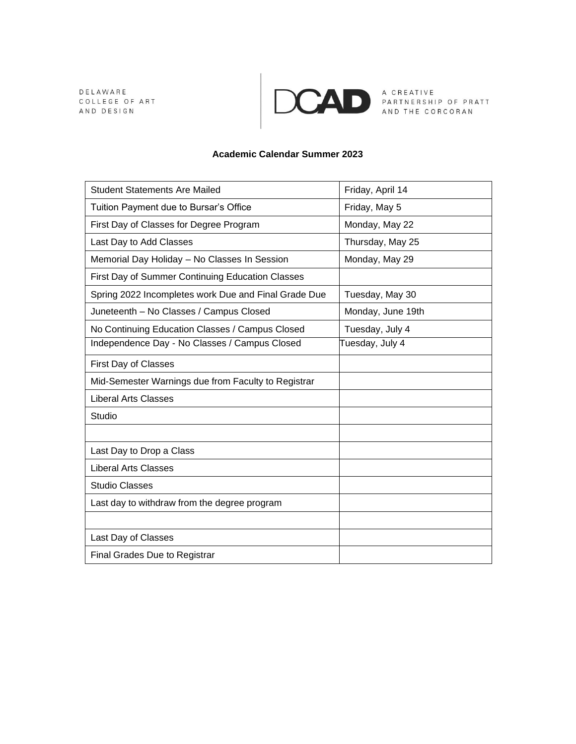DELAWARE COLLEGE OF ART AND DESIGN

DCAD A CREATIVE PARTNERSHIP OF PRATT AND THE CORCORAN

**Academic Calendar Summer 2023**

| | |
|---|---|
| Student Statements Are Mailed | Friday, April 14 |
| Tuition Payment due to Bursar's Office | Friday, May 5 |
| First Day of Classes for Degree Program | Monday, May 22 |
| Last Day to Add Classes | Thursday, May 25 |
| Memorial Day Holiday – No Classes In Session | Monday, May 29 |
| First Day of Summer Continuing Education Classes | |
| Spring 2022 Incompletes work Due and Final Grade Due | Tuesday, May 30 |
| Juneteenth – No Classes / Campus Closed | Monday, June 19th |
| No Continuing Education Classes / Campus Closed | Tuesday, July 4 |
| Independence Day - No Classes / Campus Closed | Tuesday, July 4 |
| First Day of Classes | |
| Mid-Semester Warnings due from Faculty to Registrar | |
| Liberal Arts Classes | |
| Studio | |
| | |
| Last Day to Drop a Class | |
| Liberal Arts Classes | |
| Studio Classes | |
| Last day to withdraw from the degree program | |
| | |
| Last Day of Classes | |
| Final Grades Due to Registrar | |